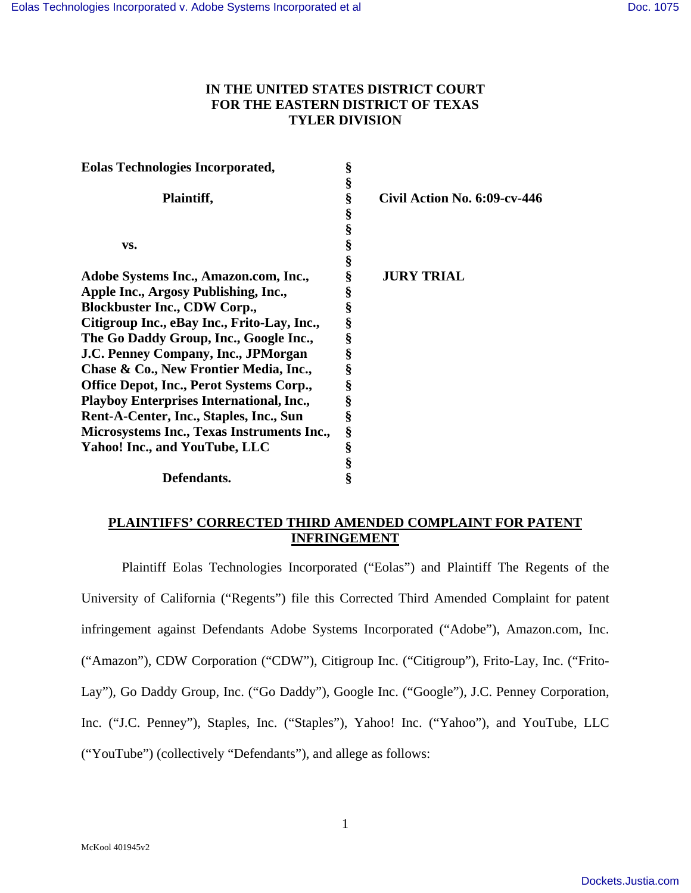**IN THE UNITED STATES DISTRICT COURT**
**FOR THE EASTERN DISTRICT OF TEXAS**
**TYLER DIVISION**

| | | |
|---|---|---|
| **Eolas Technologies Incorporated,** | § | |
| | § | |
| **Plaintiff,** | § | **Civil Action No. 6:09-cv-446** |
| | § | |
| | § | |
| **vs.** | § | |
| | § | |
| **Adobe Systems Inc., Amazon.com, Inc., Apple Inc., Argosy Publishing, Inc., Blockbuster Inc., CDW Corp., Citigroup Inc., eBay Inc., Frito-Lay, Inc., The Go Daddy Group, Inc., Google Inc., J.C. Penney Company, Inc., JPMorgan Chase & Co., New Frontier Media, Inc., Office Depot, Inc., Perot Systems Corp., Playboy Enterprises International, Inc., Rent-A-Center, Inc., Staples, Inc., Sun Microsystems Inc., Texas Instruments Inc., Yahoo! Inc., and YouTube, LLC** | § | **JURY TRIAL** |
| | § | |
| **Defendants.** | § | |

**PLAINTIFFS' CORRECTED THIRD AMENDED COMPLAINT FOR PATENT INFRINGEMENT**

Plaintiff Eolas Technologies Incorporated ("Eolas") and Plaintiff The Regents of the University of California ("Regents") file this Corrected Third Amended Complaint for patent infringement against Defendants Adobe Systems Incorporated ("Adobe"), Amazon.com, Inc. ("Amazon"), CDW Corporation ("CDW"), Citigroup Inc. ("Citigroup"), Frito-Lay, Inc. ("Frito-Lay"), Go Daddy Group, Inc. ("Go Daddy"), Google Inc. ("Google"), J.C. Penney Corporation, Inc. ("J.C. Penney"), Staples, Inc. ("Staples"), Yahoo! Inc. ("Yahoo"), and YouTube, LLC ("YouTube") (collectively "Defendants"), and allege as follows: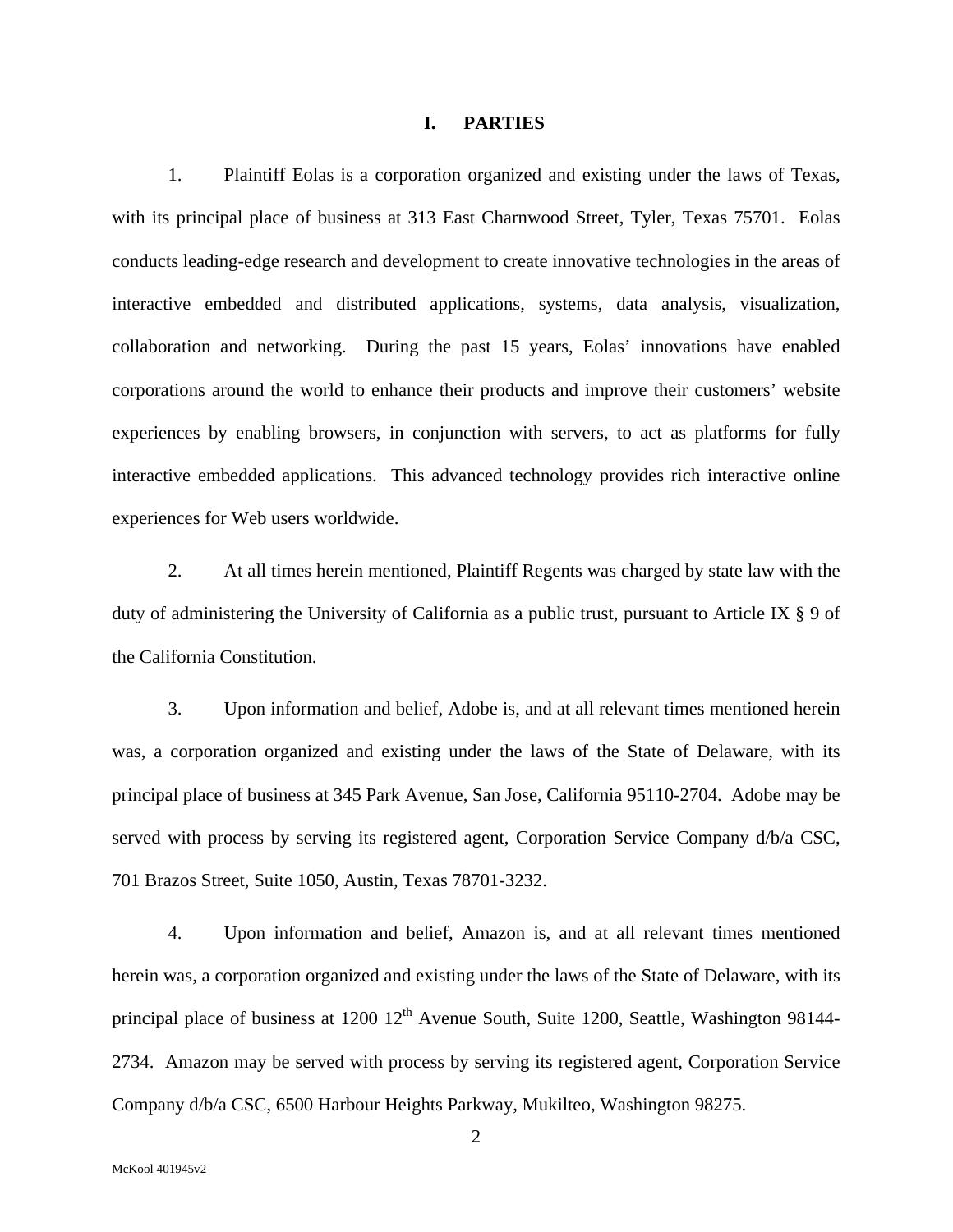## I. PARTIES

1. Plaintiff Eolas is a corporation organized and existing under the laws of Texas, with its principal place of business at 313 East Charnwood Street, Tyler, Texas 75701. Eolas conducts leading-edge research and development to create innovative technologies in the areas of interactive embedded and distributed applications, systems, data analysis, visualization, collaboration and networking. During the past 15 years, Eolas' innovations have enabled corporations around the world to enhance their products and improve their customers' website experiences by enabling browsers, in conjunction with servers, to act as platforms for fully interactive embedded applications. This advanced technology provides rich interactive online experiences for Web users worldwide.

2. At all times herein mentioned, Plaintiff Regents was charged by state law with the duty of administering the University of California as a public trust, pursuant to Article IX § 9 of the California Constitution.

3. Upon information and belief, Adobe is, and at all relevant times mentioned herein was, a corporation organized and existing under the laws of the State of Delaware, with its principal place of business at 345 Park Avenue, San Jose, California 95110-2704. Adobe may be served with process by serving its registered agent, Corporation Service Company d/b/a CSC, 701 Brazos Street, Suite 1050, Austin, Texas 78701-3232.

4. Upon information and belief, Amazon is, and at all relevant times mentioned herein was, a corporation organized and existing under the laws of the State of Delaware, with its principal place of business at 1200 12th Avenue South, Suite 1200, Seattle, Washington 98144-2734. Amazon may be served with process by serving its registered agent, Corporation Service Company d/b/a CSC, 6500 Harbour Heights Parkway, Mukilteo, Washington 98275.

McKool 401945v2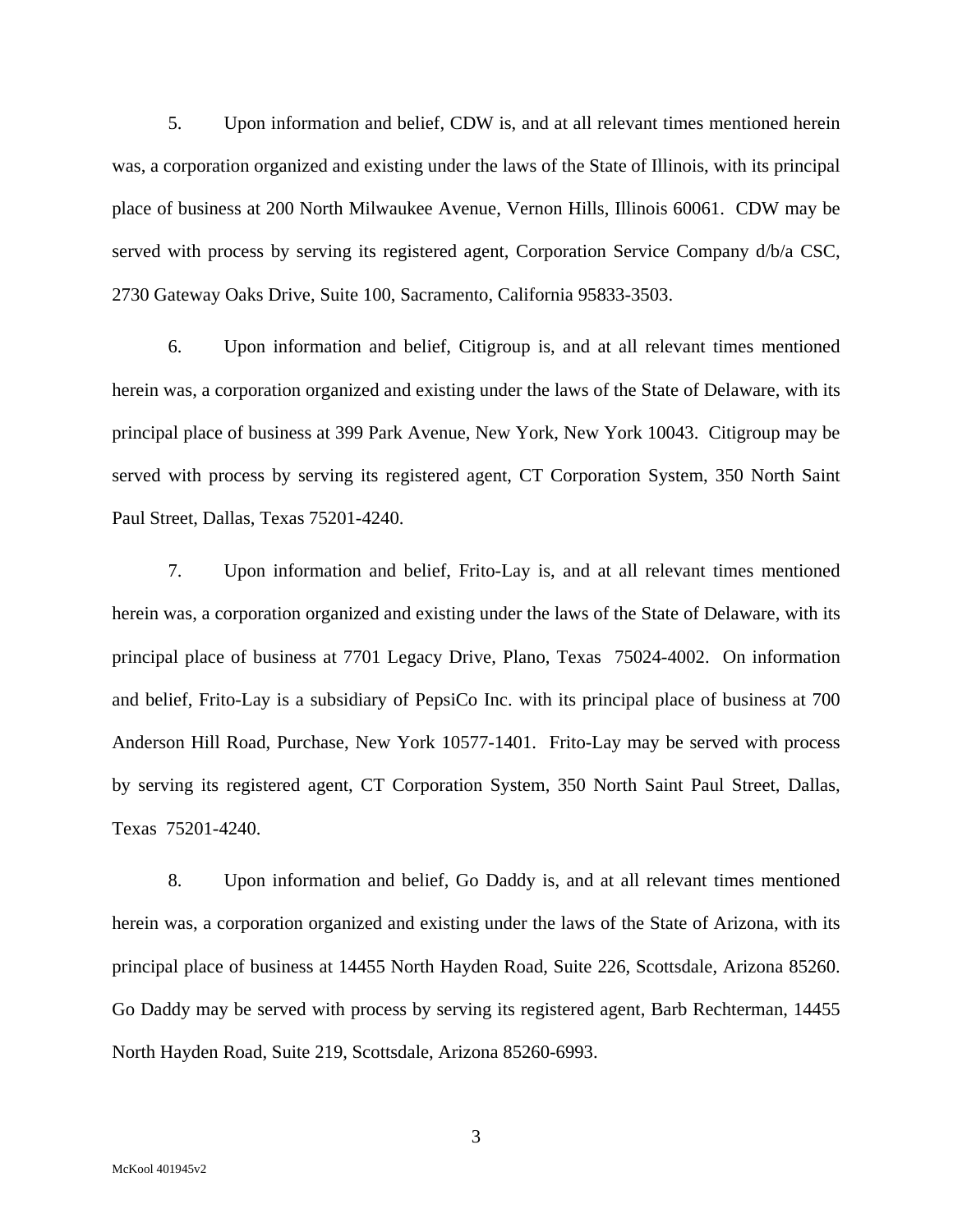5. Upon information and belief, CDW is, and at all relevant times mentioned herein was, a corporation organized and existing under the laws of the State of Illinois, with its principal place of business at 200 North Milwaukee Avenue, Vernon Hills, Illinois 60061. CDW may be served with process by serving its registered agent, Corporation Service Company d/b/a CSC, 2730 Gateway Oaks Drive, Suite 100, Sacramento, California 95833-3503.

6. Upon information and belief, Citigroup is, and at all relevant times mentioned herein was, a corporation organized and existing under the laws of the State of Delaware, with its principal place of business at 399 Park Avenue, New York, New York 10043. Citigroup may be served with process by serving its registered agent, CT Corporation System, 350 North Saint Paul Street, Dallas, Texas 75201-4240.

7. Upon information and belief, Frito-Lay is, and at all relevant times mentioned herein was, a corporation organized and existing under the laws of the State of Delaware, with its principal place of business at 7701 Legacy Drive, Plano, Texas 75024-4002. On information and belief, Frito-Lay is a subsidiary of PepsiCo Inc. with its principal place of business at 700 Anderson Hill Road, Purchase, New York 10577-1401. Frito-Lay may be served with process by serving its registered agent, CT Corporation System, 350 North Saint Paul Street, Dallas, Texas 75201-4240.

8. Upon information and belief, Go Daddy is, and at all relevant times mentioned herein was, a corporation organized and existing under the laws of the State of Arizona, with its principal place of business at 14455 North Hayden Road, Suite 226, Scottsdale, Arizona 85260. Go Daddy may be served with process by serving its registered agent, Barb Rechterman, 14455 North Hayden Road, Suite 219, Scottsdale, Arizona 85260-6993.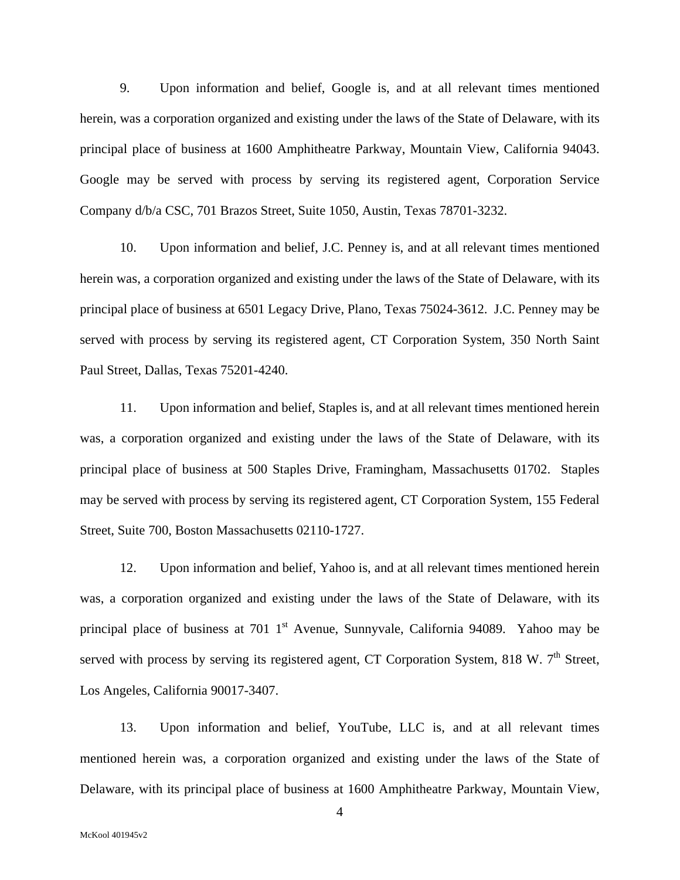9. Upon information and belief, Google is, and at all relevant times mentioned herein, was a corporation organized and existing under the laws of the State of Delaware, with its principal place of business at 1600 Amphitheatre Parkway, Mountain View, California 94043. Google may be served with process by serving its registered agent, Corporation Service Company d/b/a CSC, 701 Brazos Street, Suite 1050, Austin, Texas 78701-3232.

10. Upon information and belief, J.C. Penney is, and at all relevant times mentioned herein was, a corporation organized and existing under the laws of the State of Delaware, with its principal place of business at 6501 Legacy Drive, Plano, Texas 75024-3612. J.C. Penney may be served with process by serving its registered agent, CT Corporation System, 350 North Saint Paul Street, Dallas, Texas 75201-4240.

11. Upon information and belief, Staples is, and at all relevant times mentioned herein was, a corporation organized and existing under the laws of the State of Delaware, with its principal place of business at 500 Staples Drive, Framingham, Massachusetts 01702. Staples may be served with process by serving its registered agent, CT Corporation System, 155 Federal Street, Suite 700, Boston Massachusetts 02110-1727.

12. Upon information and belief, Yahoo is, and at all relevant times mentioned herein was, a corporation organized and existing under the laws of the State of Delaware, with its principal place of business at 701 1st Avenue, Sunnyvale, California 94089. Yahoo may be served with process by serving its registered agent, CT Corporation System, 818 W. 7th Street, Los Angeles, California 90017-3407.

13. Upon information and belief, YouTube, LLC is, and at all relevant times mentioned herein was, a corporation organized and existing under the laws of the State of Delaware, with its principal place of business at 1600 Amphitheatre Parkway, Mountain View,

McKool 401945v2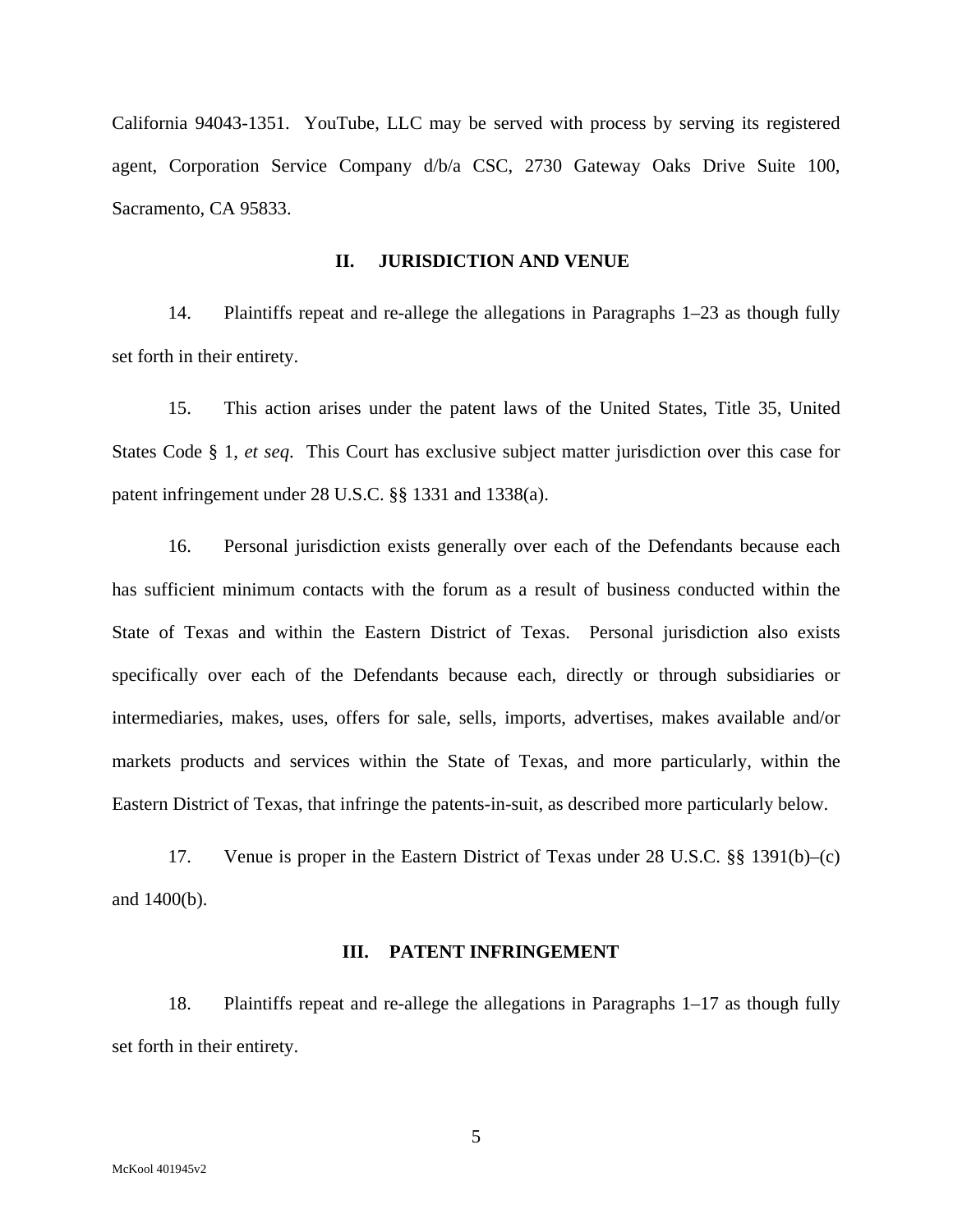California 94043-1351. YouTube, LLC may be served with process by serving its registered agent, Corporation Service Company d/b/a CSC, 2730 Gateway Oaks Drive Suite 100, Sacramento, CA 95833.

## II. JURISDICTION AND VENUE

14. Plaintiffs repeat and re-allege the allegations in Paragraphs 1–23 as though fully set forth in their entirety.

15. This action arises under the patent laws of the United States, Title 35, United States Code § 1, *et seq.* This Court has exclusive subject matter jurisdiction over this case for patent infringement under 28 U.S.C. §§ 1331 and 1338(a).

16. Personal jurisdiction exists generally over each of the Defendants because each has sufficient minimum contacts with the forum as a result of business conducted within the State of Texas and within the Eastern District of Texas. Personal jurisdiction also exists specifically over each of the Defendants because each, directly or through subsidiaries or intermediaries, makes, uses, offers for sale, sells, imports, advertises, makes available and/or markets products and services within the State of Texas, and more particularly, within the Eastern District of Texas, that infringe the patents-in-suit, as described more particularly below.

17. Venue is proper in the Eastern District of Texas under 28 U.S.C. §§ 1391(b)–(c) and 1400(b).

## III. PATENT INFRINGEMENT

18. Plaintiffs repeat and re-allege the allegations in Paragraphs 1–17 as though fully set forth in their entirety.

McKool 401945v2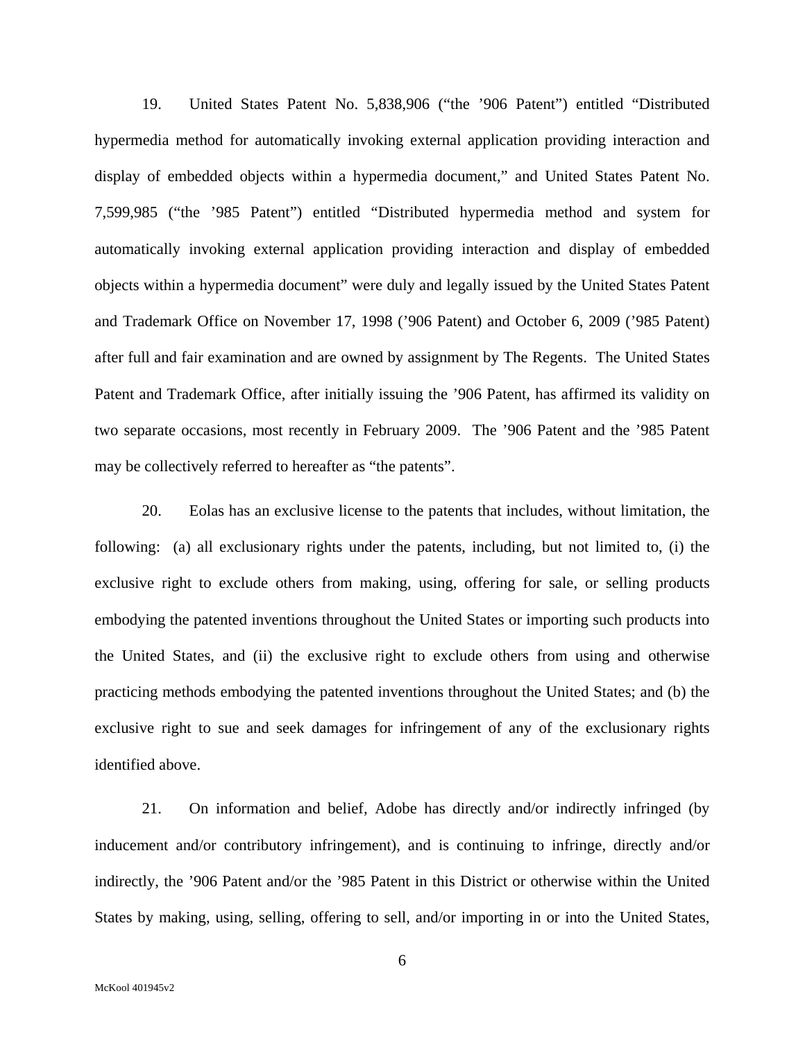19. United States Patent No. 5,838,906 ("the '906 Patent") entitled "Distributed hypermedia method for automatically invoking external application providing interaction and display of embedded objects within a hypermedia document," and United States Patent No. 7,599,985 ("the '985 Patent") entitled "Distributed hypermedia method and system for automatically invoking external application providing interaction and display of embedded objects within a hypermedia document" were duly and legally issued by the United States Patent and Trademark Office on November 17, 1998 ('906 Patent) and October 6, 2009 ('985 Patent) after full and fair examination and are owned by assignment by The Regents. The United States Patent and Trademark Office, after initially issuing the '906 Patent, has affirmed its validity on two separate occasions, most recently in February 2009. The '906 Patent and the '985 Patent may be collectively referred to hereafter as "the patents".

20. Eolas has an exclusive license to the patents that includes, without limitation, the following: (a) all exclusionary rights under the patents, including, but not limited to, (i) the exclusive right to exclude others from making, using, offering for sale, or selling products embodying the patented inventions throughout the United States or importing such products into the United States, and (ii) the exclusive right to exclude others from using and otherwise practicing methods embodying the patented inventions throughout the United States; and (b) the exclusive right to sue and seek damages for infringement of any of the exclusionary rights identified above.

21. On information and belief, Adobe has directly and/or indirectly infringed (by inducement and/or contributory infringement), and is continuing to infringe, directly and/or indirectly, the '906 Patent and/or the '985 Patent in this District or otherwise within the United States by making, using, selling, offering to sell, and/or importing in or into the United States,

McKool 401945v2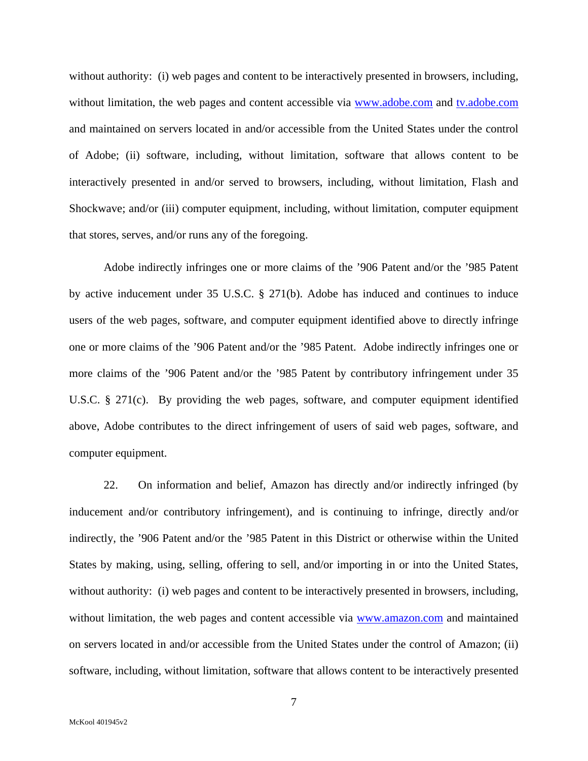without authority: (i) web pages and content to be interactively presented in browsers, including, without limitation, the web pages and content accessible via www.adobe.com and tv.adobe.com and maintained on servers located in and/or accessible from the United States under the control of Adobe; (ii) software, including, without limitation, software that allows content to be interactively presented in and/or served to browsers, including, without limitation, Flash and Shockwave; and/or (iii) computer equipment, including, without limitation, computer equipment that stores, serves, and/or runs any of the foregoing.

Adobe indirectly infringes one or more claims of the '906 Patent and/or the '985 Patent by active inducement under 35 U.S.C. § 271(b). Adobe has induced and continues to induce users of the web pages, software, and computer equipment identified above to directly infringe one or more claims of the '906 Patent and/or the '985 Patent. Adobe indirectly infringes one or more claims of the '906 Patent and/or the '985 Patent by contributory infringement under 35 U.S.C. § 271(c). By providing the web pages, software, and computer equipment identified above, Adobe contributes to the direct infringement of users of said web pages, software, and computer equipment.

22. On information and belief, Amazon has directly and/or indirectly infringed (by inducement and/or contributory infringement), and is continuing to infringe, directly and/or indirectly, the '906 Patent and/or the '985 Patent in this District or otherwise within the United States by making, using, selling, offering to sell, and/or importing in or into the United States, without authority: (i) web pages and content to be interactively presented in browsers, including, without limitation, the web pages and content accessible via www.amazon.com and maintained on servers located in and/or accessible from the United States under the control of Amazon; (ii) software, including, without limitation, software that allows content to be interactively presented

McKool 401945v2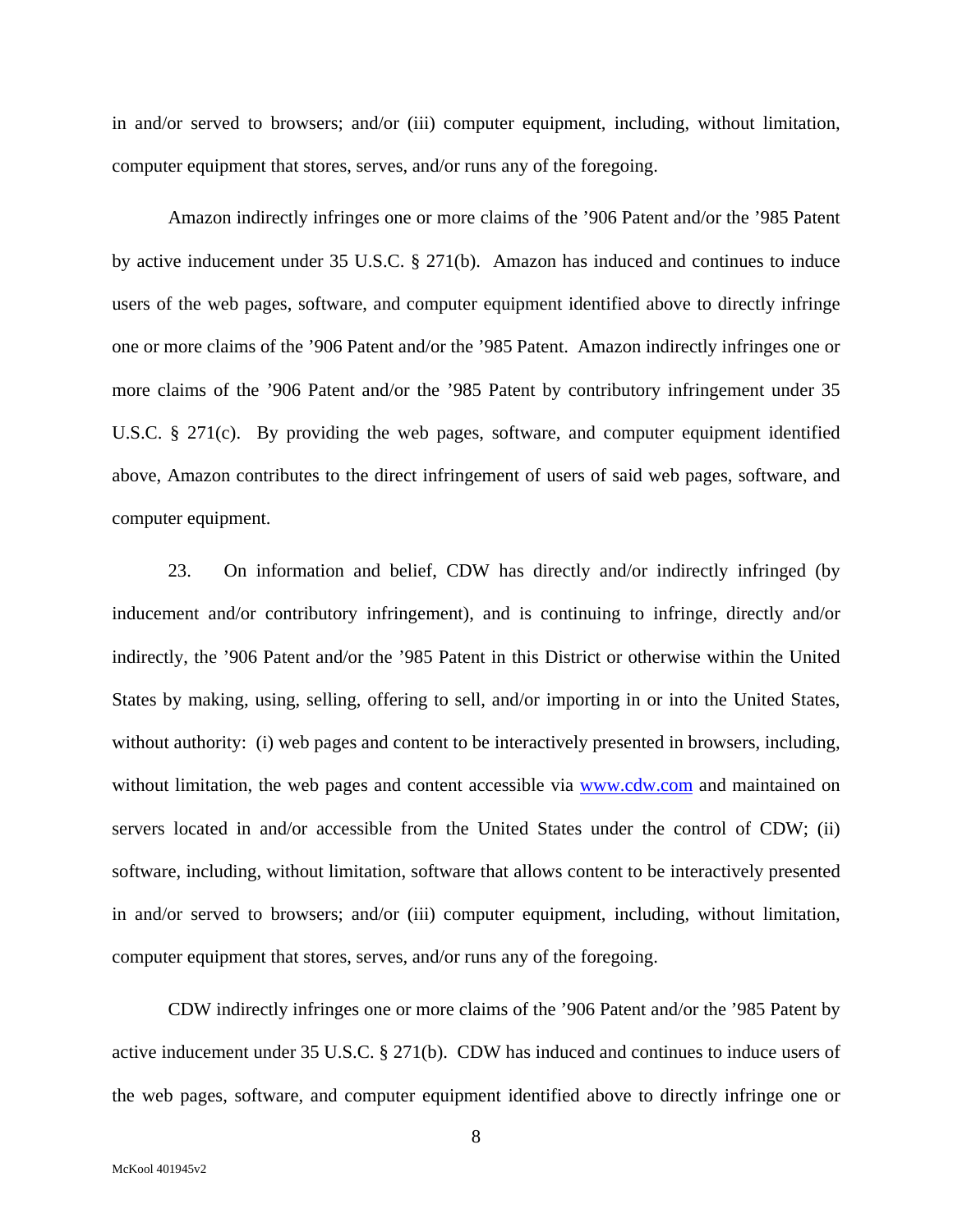in and/or served to browsers; and/or (iii) computer equipment, including, without limitation, computer equipment that stores, serves, and/or runs any of the foregoing.

Amazon indirectly infringes one or more claims of the ’906 Patent and/or the ’985 Patent by active inducement under 35 U.S.C. § 271(b). Amazon has induced and continues to induce users of the web pages, software, and computer equipment identified above to directly infringe one or more claims of the ’906 Patent and/or the ’985 Patent. Amazon indirectly infringes one or more claims of the ’906 Patent and/or the ’985 Patent by contributory infringement under 35 U.S.C. § 271(c). By providing the web pages, software, and computer equipment identified above, Amazon contributes to the direct infringement of users of said web pages, software, and computer equipment.

23. On information and belief, CDW has directly and/or indirectly infringed (by inducement and/or contributory infringement), and is continuing to infringe, directly and/or indirectly, the ’906 Patent and/or the ’985 Patent in this District or otherwise within the United States by making, using, selling, offering to sell, and/or importing in or into the United States, without authority: (i) web pages and content to be interactively presented in browsers, including, without limitation, the web pages and content accessible via www.cdw.com and maintained on servers located in and/or accessible from the United States under the control of CDW; (ii) software, including, without limitation, software that allows content to be interactively presented in and/or served to browsers; and/or (iii) computer equipment, including, without limitation, computer equipment that stores, serves, and/or runs any of the foregoing.

CDW indirectly infringes one or more claims of the ’906 Patent and/or the ’985 Patent by active inducement under 35 U.S.C. § 271(b). CDW has induced and continues to induce users of the web pages, software, and computer equipment identified above to directly infringe one or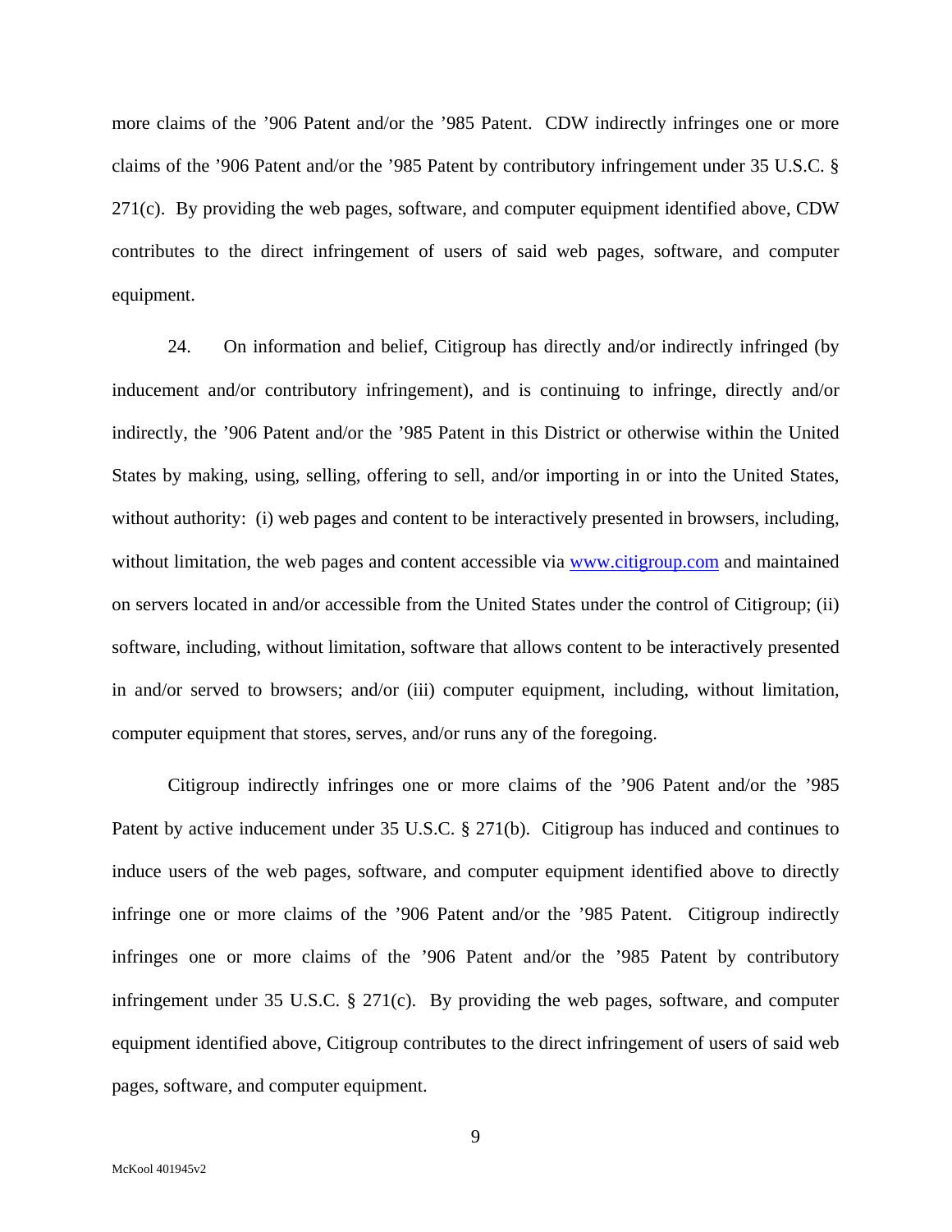more claims of the ’906 Patent and/or the ’985 Patent. CDW indirectly infringes one or more claims of the ’906 Patent and/or the ’985 Patent by contributory infringement under 35 U.S.C. § 271(c). By providing the web pages, software, and computer equipment identified above, CDW contributes to the direct infringement of users of said web pages, software, and computer equipment.

24. On information and belief, Citigroup has directly and/or indirectly infringed (by inducement and/or contributory infringement), and is continuing to infringe, directly and/or indirectly, the ’906 Patent and/or the ’985 Patent in this District or otherwise within the United States by making, using, selling, offering to sell, and/or importing in or into the United States, without authority: (i) web pages and content to be interactively presented in browsers, including, without limitation, the web pages and content accessible via www.citigroup.com and maintained on servers located in and/or accessible from the United States under the control of Citigroup; (ii) software, including, without limitation, software that allows content to be interactively presented in and/or served to browsers; and/or (iii) computer equipment, including, without limitation, computer equipment that stores, serves, and/or runs any of the foregoing.

Citigroup indirectly infringes one or more claims of the ’906 Patent and/or the ’985 Patent by active inducement under 35 U.S.C. § 271(b). Citigroup has induced and continues to induce users of the web pages, software, and computer equipment identified above to directly infringe one or more claims of the ’906 Patent and/or the ’985 Patent. Citigroup indirectly infringes one or more claims of the ’906 Patent and/or the ’985 Patent by contributory infringement under 35 U.S.C. § 271(c). By providing the web pages, software, and computer equipment identified above, Citigroup contributes to the direct infringement of users of said web pages, software, and computer equipment.

McKool 401945v2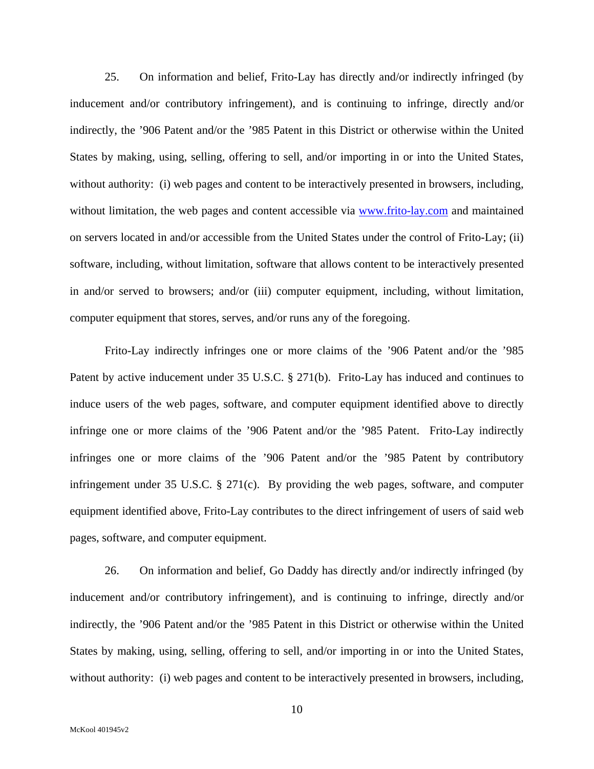25. On information and belief, Frito-Lay has directly and/or indirectly infringed (by inducement and/or contributory infringement), and is continuing to infringe, directly and/or indirectly, the ’906 Patent and/or the ’985 Patent in this District or otherwise within the United States by making, using, selling, offering to sell, and/or importing in or into the United States, without authority: (i) web pages and content to be interactively presented in browsers, including, without limitation, the web pages and content accessible via www.frito-lay.com and maintained on servers located in and/or accessible from the United States under the control of Frito-Lay; (ii) software, including, without limitation, software that allows content to be interactively presented in and/or served to browsers; and/or (iii) computer equipment, including, without limitation, computer equipment that stores, serves, and/or runs any of the foregoing.

Frito-Lay indirectly infringes one or more claims of the ’906 Patent and/or the ’985 Patent by active inducement under 35 U.S.C. § 271(b). Frito-Lay has induced and continues to induce users of the web pages, software, and computer equipment identified above to directly infringe one or more claims of the ’906 Patent and/or the ’985 Patent. Frito-Lay indirectly infringes one or more claims of the ’906 Patent and/or the ’985 Patent by contributory infringement under 35 U.S.C. § 271(c). By providing the web pages, software, and computer equipment identified above, Frito-Lay contributes to the direct infringement of users of said web pages, software, and computer equipment.

26. On information and belief, Go Daddy has directly and/or indirectly infringed (by inducement and/or contributory infringement), and is continuing to infringe, directly and/or indirectly, the ’906 Patent and/or the ’985 Patent in this District or otherwise within the United States by making, using, selling, offering to sell, and/or importing in or into the United States, without authority: (i) web pages and content to be interactively presented in browsers, including,

McKool 401945v2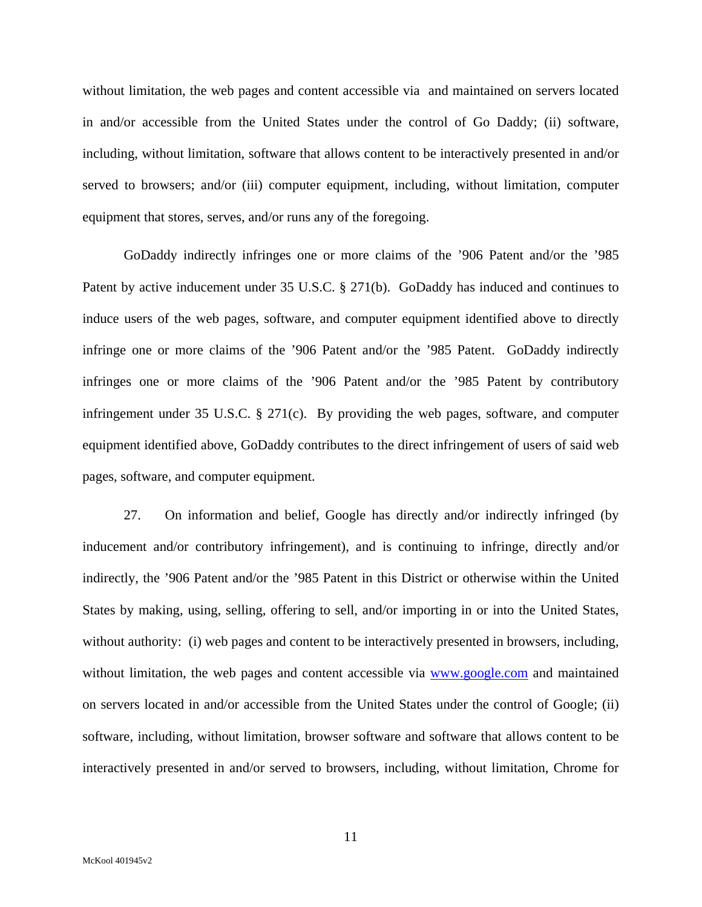without limitation, the web pages and content accessible via  and maintained on servers located in and/or accessible from the United States under the control of Go Daddy; (ii) software, including, without limitation, software that allows content to be interactively presented in and/or served to browsers; and/or (iii) computer equipment, including, without limitation, computer equipment that stores, serves, and/or runs any of the foregoing.

GoDaddy indirectly infringes one or more claims of the ’906 Patent and/or the ’985 Patent by active inducement under 35 U.S.C. § 271(b). GoDaddy has induced and continues to induce users of the web pages, software, and computer equipment identified above to directly infringe one or more claims of the ’906 Patent and/or the ’985 Patent. GoDaddy indirectly infringes one or more claims of the ’906 Patent and/or the ’985 Patent by contributory infringement under 35 U.S.C. § 271(c). By providing the web pages, software, and computer equipment identified above, GoDaddy contributes to the direct infringement of users of said web pages, software, and computer equipment.

27. On information and belief, Google has directly and/or indirectly infringed (by inducement and/or contributory infringement), and is continuing to infringe, directly and/or indirectly, the ’906 Patent and/or the ’985 Patent in this District or otherwise within the United States by making, using, selling, offering to sell, and/or importing in or into the United States, without authority: (i) web pages and content to be interactively presented in browsers, including, without limitation, the web pages and content accessible via www.google.com and maintained on servers located in and/or accessible from the United States under the control of Google; (ii) software, including, without limitation, browser software and software that allows content to be interactively presented in and/or served to browsers, including, without limitation, Chrome for

McKool 401945v2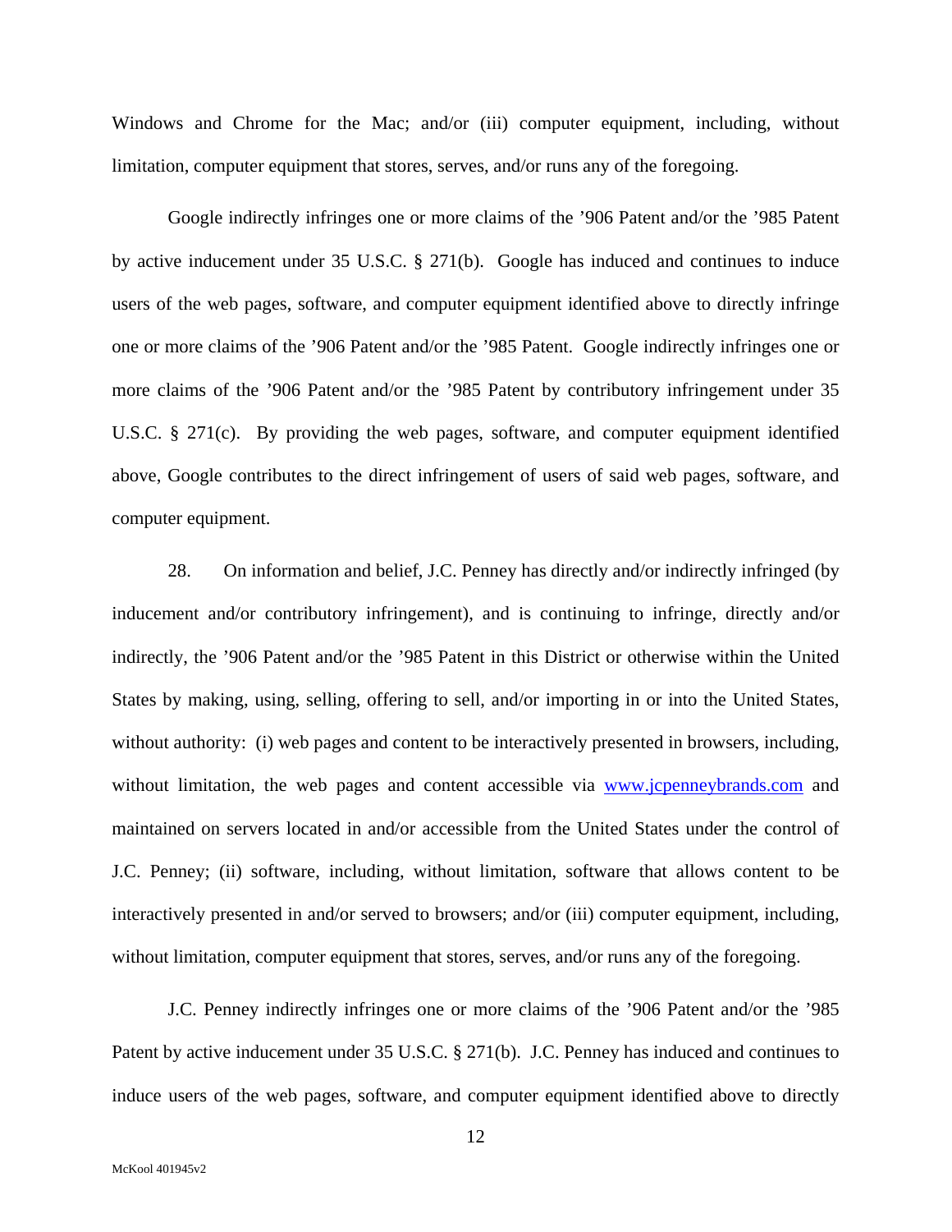Windows and Chrome for the Mac; and/or (iii) computer equipment, including, without limitation, computer equipment that stores, serves, and/or runs any of the foregoing.

Google indirectly infringes one or more claims of the ’906 Patent and/or the ’985 Patent by active inducement under 35 U.S.C. § 271(b). Google has induced and continues to induce users of the web pages, software, and computer equipment identified above to directly infringe one or more claims of the ’906 Patent and/or the ’985 Patent. Google indirectly infringes one or more claims of the ’906 Patent and/or the ’985 Patent by contributory infringement under 35 U.S.C. § 271(c). By providing the web pages, software, and computer equipment identified above, Google contributes to the direct infringement of users of said web pages, software, and computer equipment.

28. On information and belief, J.C. Penney has directly and/or indirectly infringed (by inducement and/or contributory infringement), and is continuing to infringe, directly and/or indirectly, the ’906 Patent and/or the ’985 Patent in this District or otherwise within the United States by making, using, selling, offering to sell, and/or importing in or into the United States, without authority: (i) web pages and content to be interactively presented in browsers, including, without limitation, the web pages and content accessible via www.jcpenneybrands.com and maintained on servers located in and/or accessible from the United States under the control of J.C. Penney; (ii) software, including, without limitation, software that allows content to be interactively presented in and/or served to browsers; and/or (iii) computer equipment, including, without limitation, computer equipment that stores, serves, and/or runs any of the foregoing.

J.C. Penney indirectly infringes one or more claims of the ’906 Patent and/or the ’985 Patent by active inducement under 35 U.S.C. § 271(b). J.C. Penney has induced and continues to induce users of the web pages, software, and computer equipment identified above to directly

McKool 401945v2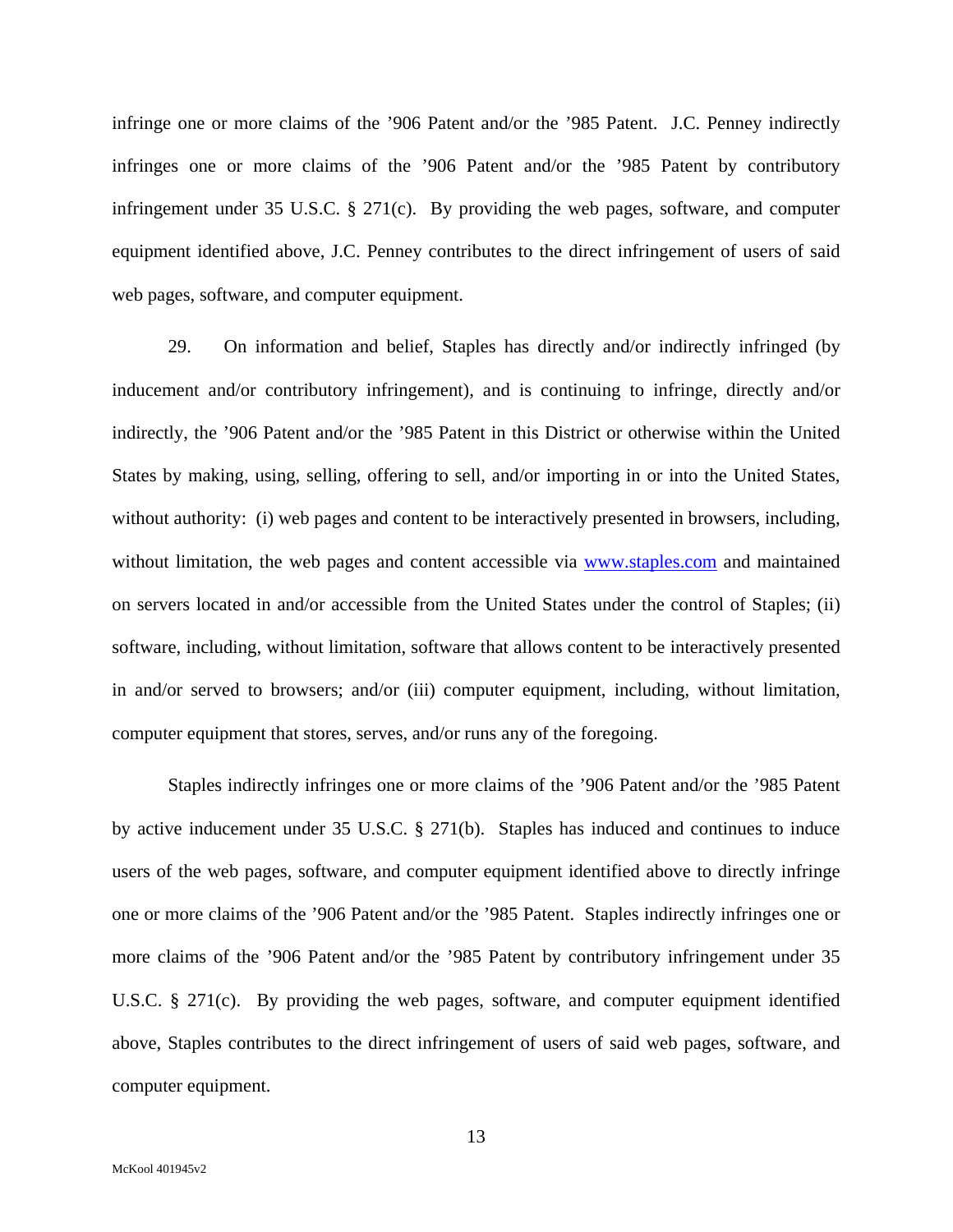infringe one or more claims of the ’906 Patent and/or the ’985 Patent. J.C. Penney indirectly infringes one or more claims of the ’906 Patent and/or the ’985 Patent by contributory infringement under 35 U.S.C. § 271(c). By providing the web pages, software, and computer equipment identified above, J.C. Penney contributes to the direct infringement of users of said web pages, software, and computer equipment.

29. On information and belief, Staples has directly and/or indirectly infringed (by inducement and/or contributory infringement), and is continuing to infringe, directly and/or indirectly, the ’906 Patent and/or the ’985 Patent in this District or otherwise within the United States by making, using, selling, offering to sell, and/or importing in or into the United States, without authority: (i) web pages and content to be interactively presented in browsers, including, without limitation, the web pages and content accessible via [www.staples.com](http://www.staples.com) and maintained on servers located in and/or accessible from the United States under the control of Staples; (ii) software, including, without limitation, software that allows content to be interactively presented in and/or served to browsers; and/or (iii) computer equipment, including, without limitation, computer equipment that stores, serves, and/or runs any of the foregoing.

Staples indirectly infringes one or more claims of the ’906 Patent and/or the ’985 Patent by active inducement under 35 U.S.C. § 271(b). Staples has induced and continues to induce users of the web pages, software, and computer equipment identified above to directly infringe one or more claims of the ’906 Patent and/or the ’985 Patent. Staples indirectly infringes one or more claims of the ’906 Patent and/or the ’985 Patent by contributory infringement under 35 U.S.C. § 271(c). By providing the web pages, software, and computer equipment identified above, Staples contributes to the direct infringement of users of said web pages, software, and computer equipment.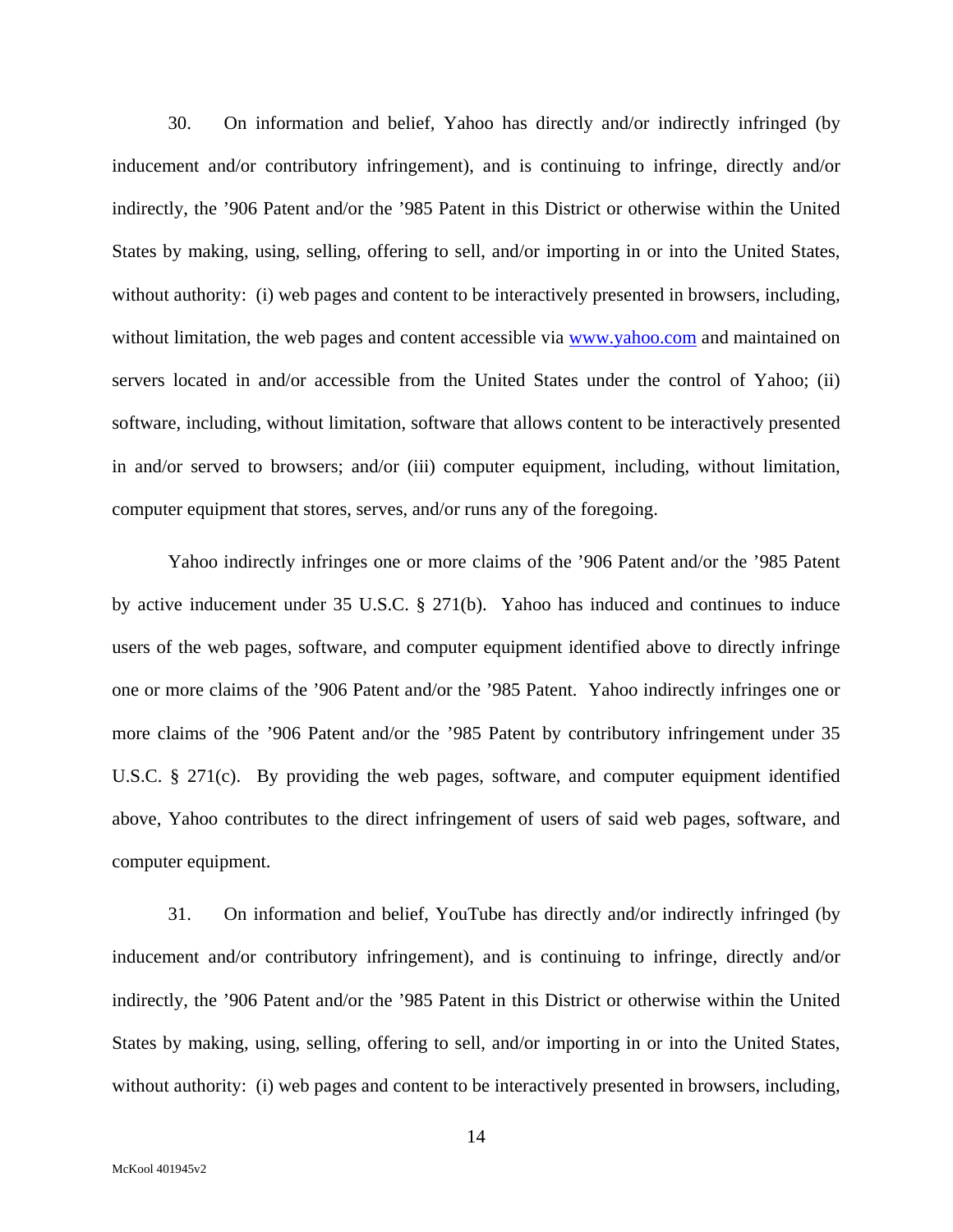30. On information and belief, Yahoo has directly and/or indirectly infringed (by inducement and/or contributory infringement), and is continuing to infringe, directly and/or indirectly, the ’906 Patent and/or the ’985 Patent in this District or otherwise within the United States by making, using, selling, offering to sell, and/or importing in or into the United States, without authority: (i) web pages and content to be interactively presented in browsers, including, without limitation, the web pages and content accessible via www.yahoo.com and maintained on servers located in and/or accessible from the United States under the control of Yahoo; (ii) software, including, without limitation, software that allows content to be interactively presented in and/or served to browsers; and/or (iii) computer equipment, including, without limitation, computer equipment that stores, serves, and/or runs any of the foregoing.

Yahoo indirectly infringes one or more claims of the ’906 Patent and/or the ’985 Patent by active inducement under 35 U.S.C. § 271(b). Yahoo has induced and continues to induce users of the web pages, software, and computer equipment identified above to directly infringe one or more claims of the ’906 Patent and/or the ’985 Patent. Yahoo indirectly infringes one or more claims of the ’906 Patent and/or the ’985 Patent by contributory infringement under 35 U.S.C. § 271(c). By providing the web pages, software, and computer equipment identified above, Yahoo contributes to the direct infringement of users of said web pages, software, and computer equipment.

31. On information and belief, YouTube has directly and/or indirectly infringed (by inducement and/or contributory infringement), and is continuing to infringe, directly and/or indirectly, the ’906 Patent and/or the ’985 Patent in this District or otherwise within the United States by making, using, selling, offering to sell, and/or importing in or into the United States, without authority: (i) web pages and content to be interactively presented in browsers, including,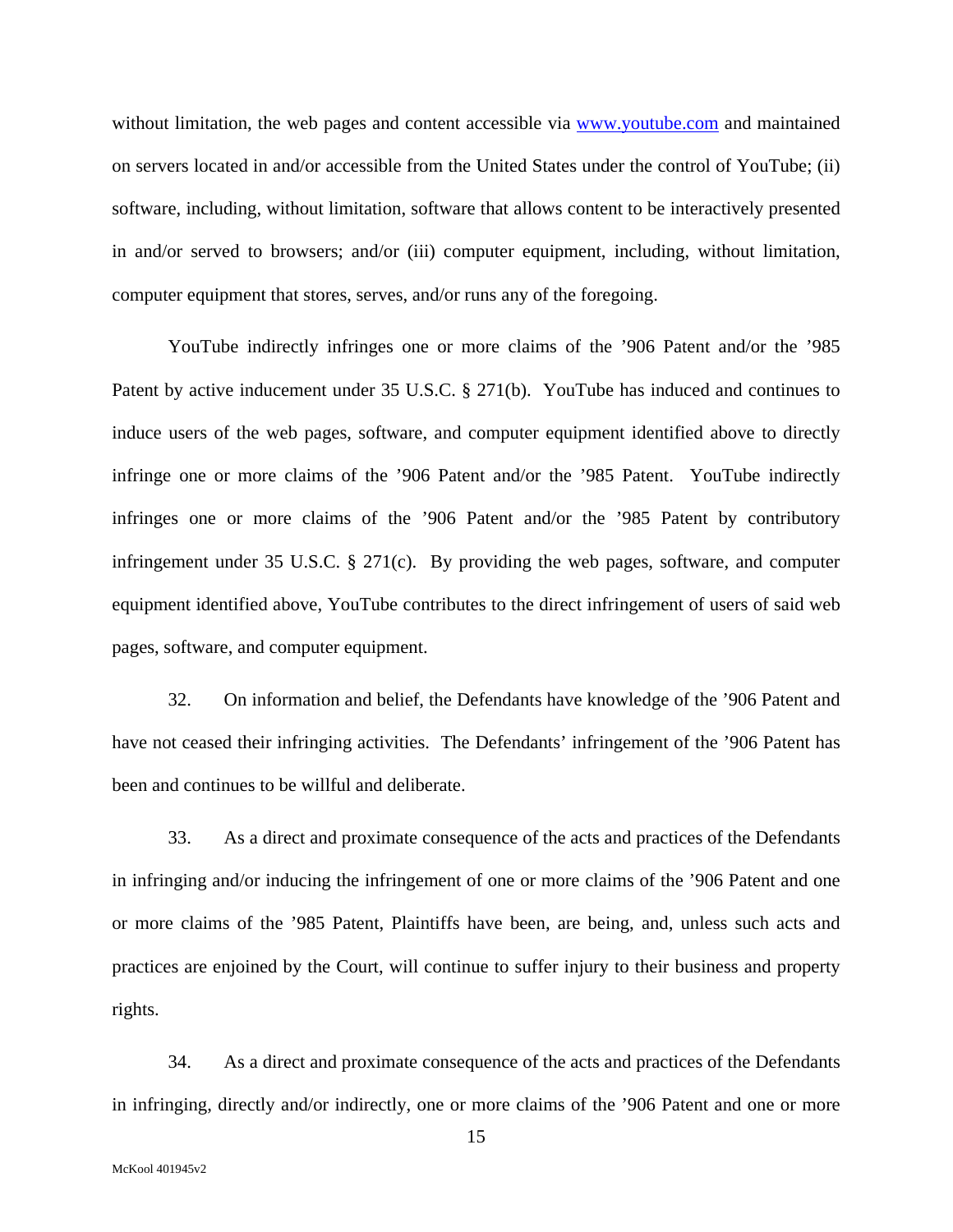without limitation, the web pages and content accessible via www.youtube.com and maintained on servers located in and/or accessible from the United States under the control of YouTube; (ii) software, including, without limitation, software that allows content to be interactively presented in and/or served to browsers; and/or (iii) computer equipment, including, without limitation, computer equipment that stores, serves, and/or runs any of the foregoing.

YouTube indirectly infringes one or more claims of the ’906 Patent and/or the ’985 Patent by active inducement under 35 U.S.C. § 271(b). YouTube has induced and continues to induce users of the web pages, software, and computer equipment identified above to directly infringe one or more claims of the ’906 Patent and/or the ’985 Patent. YouTube indirectly infringes one or more claims of the ’906 Patent and/or the ’985 Patent by contributory infringement under 35 U.S.C. § 271(c). By providing the web pages, software, and computer equipment identified above, YouTube contributes to the direct infringement of users of said web pages, software, and computer equipment.

32. On information and belief, the Defendants have knowledge of the ’906 Patent and have not ceased their infringing activities. The Defendants’ infringement of the ’906 Patent has been and continues to be willful and deliberate.

33. As a direct and proximate consequence of the acts and practices of the Defendants in infringing and/or inducing the infringement of one or more claims of the ’906 Patent and one or more claims of the ’985 Patent, Plaintiffs have been, are being, and, unless such acts and practices are enjoined by the Court, will continue to suffer injury to their business and property rights.

34. As a direct and proximate consequence of the acts and practices of the Defendants in infringing, directly and/or indirectly, one or more claims of the ’906 Patent and one or more

McKool 401945v2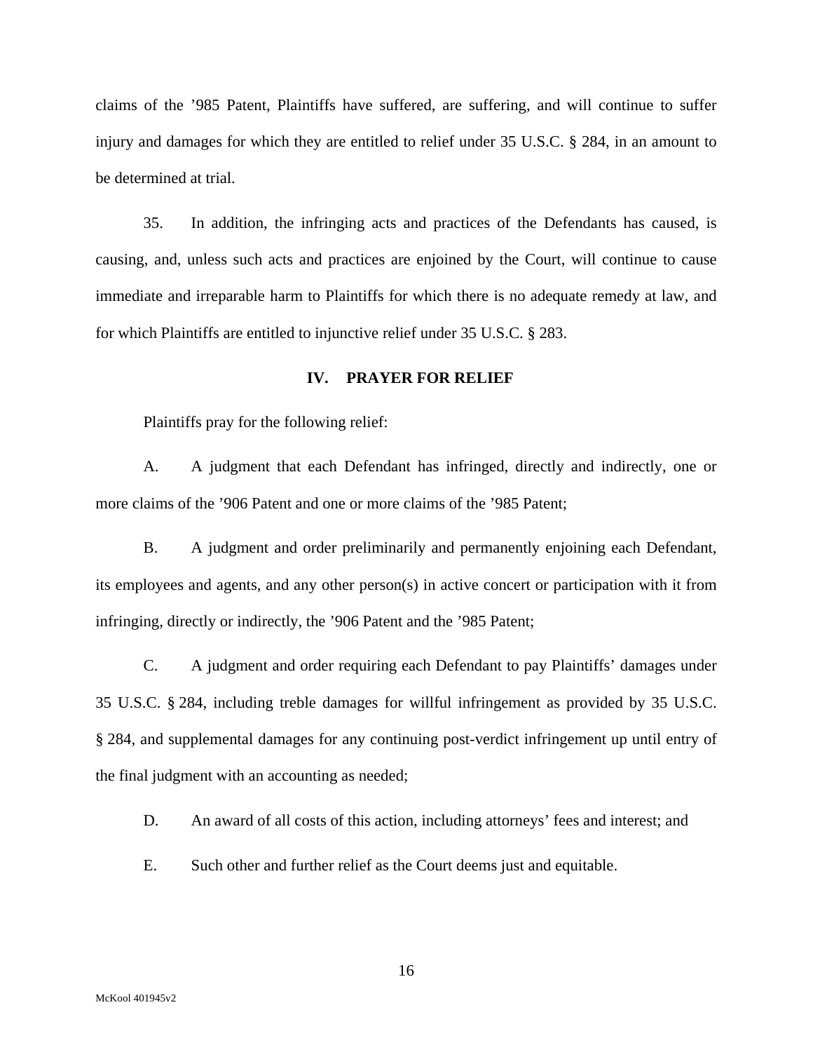claims of the ’985 Patent, Plaintiffs have suffered, are suffering, and will continue to suffer injury and damages for which they are entitled to relief under 35 U.S.C. § 284, in an amount to be determined at trial.

35. In addition, the infringing acts and practices of the Defendants has caused, is causing, and, unless such acts and practices are enjoined by the Court, will continue to cause immediate and irreparable harm to Plaintiffs for which there is no adequate remedy at law, and for which Plaintiffs are entitled to injunctive relief under 35 U.S.C. § 283.

## IV. PRAYER FOR RELIEF

Plaintiffs pray for the following relief:

A. A judgment that each Defendant has infringed, directly and indirectly, one or more claims of the ’906 Patent and one or more claims of the ’985 Patent;

B. A judgment and order preliminarily and permanently enjoining each Defendant, its employees and agents, and any other person(s) in active concert or participation with it from infringing, directly or indirectly, the ’906 Patent and the ’985 Patent;

C. A judgment and order requiring each Defendant to pay Plaintiffs’ damages under 35 U.S.C. § 284, including treble damages for willful infringement as provided by 35 U.S.C. § 284, and supplemental damages for any continuing post-verdict infringement up until entry of the final judgment with an accounting as needed;

D. An award of all costs of this action, including attorneys’ fees and interest; and

E. Such other and further relief as the Court deems just and equitable.

McKool 401945v2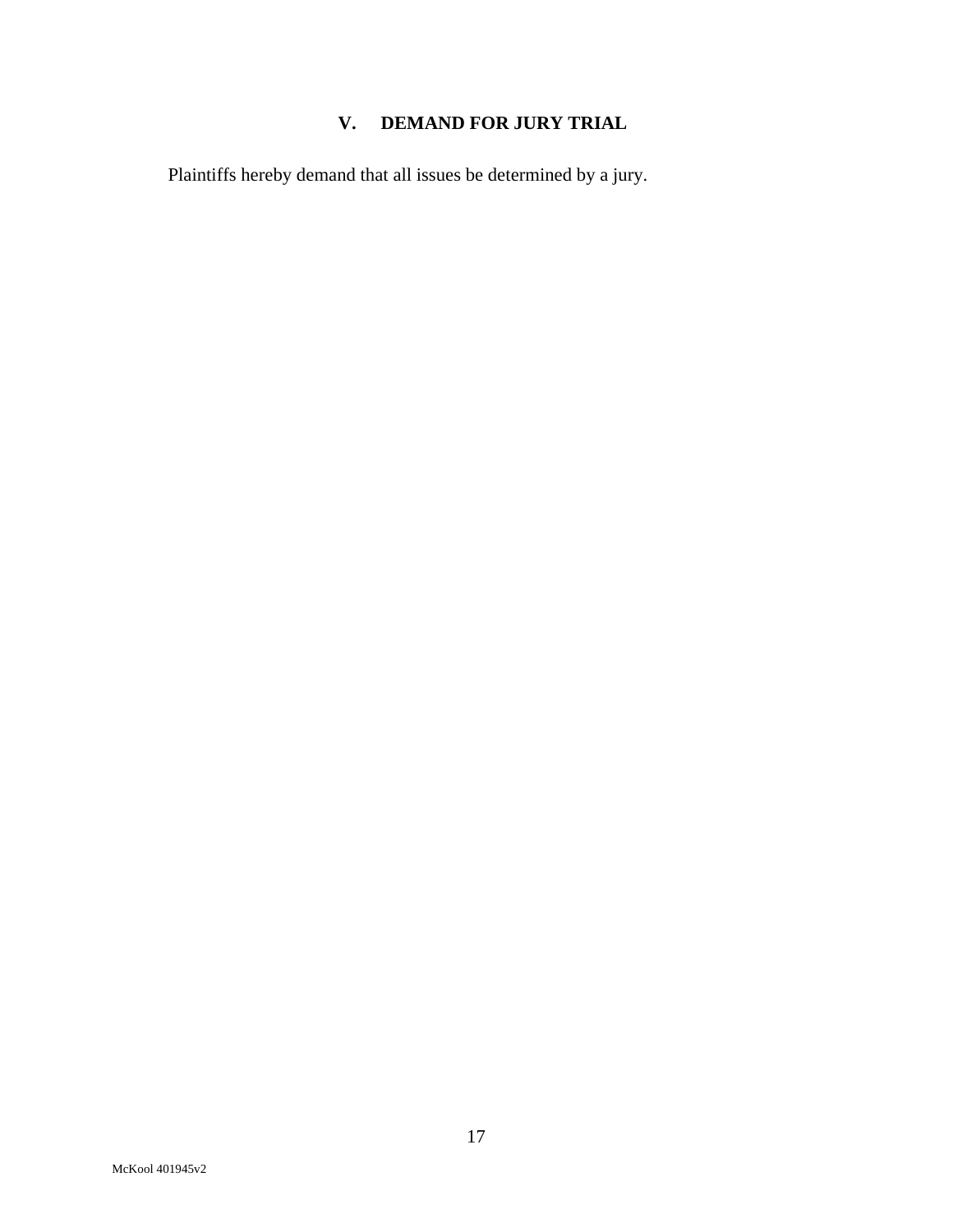## V. DEMAND FOR JURY TRIAL

Plaintiffs hereby demand that all issues be determined by a jury.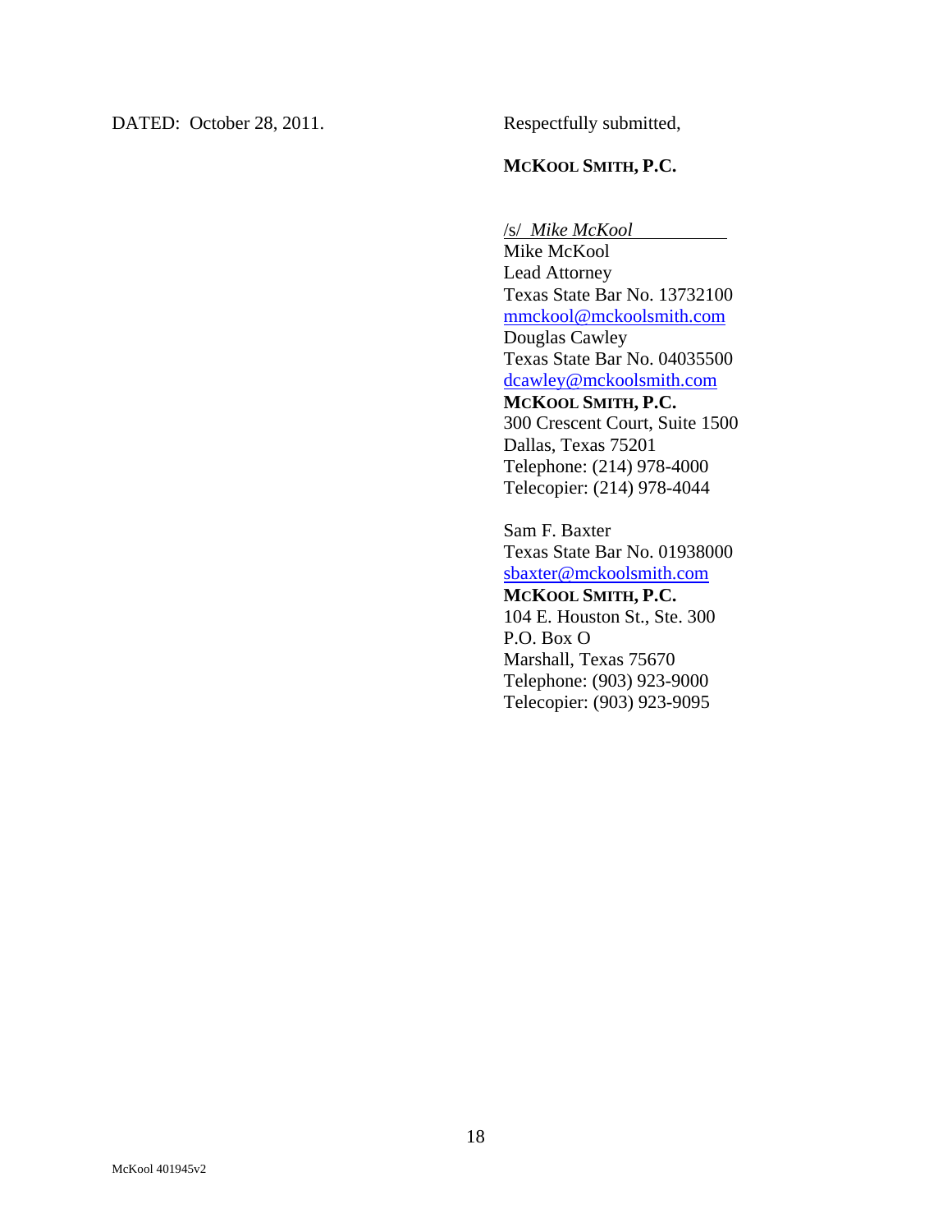DATED: October 28, 2011.

Respectfully submitted,

**MCKOOL SMITH, P.C.**

/s/ *Mike McKool*
Mike McKool
Lead Attorney
Texas State Bar No. 13732100
mmckool@mckoolsmith.com
Douglas Cawley
Texas State Bar No. 04035500
dcawley@mckoolsmith.com
**MCKOOL SMITH, P.C.**
300 Crescent Court, Suite 1500
Dallas, Texas 75201
Telephone: (214) 978-4000
Telecopier: (214) 978-4044

Sam F. Baxter
Texas State Bar No. 01938000
sbaxter@mckoolsmith.com
**MCKOOL SMITH, P.C.**
104 E. Houston St., Ste. 300
P.O. Box O
Marshall, Texas 75670
Telephone: (903) 923-9000
Telecopier: (903) 923-9095

McKool 401945v2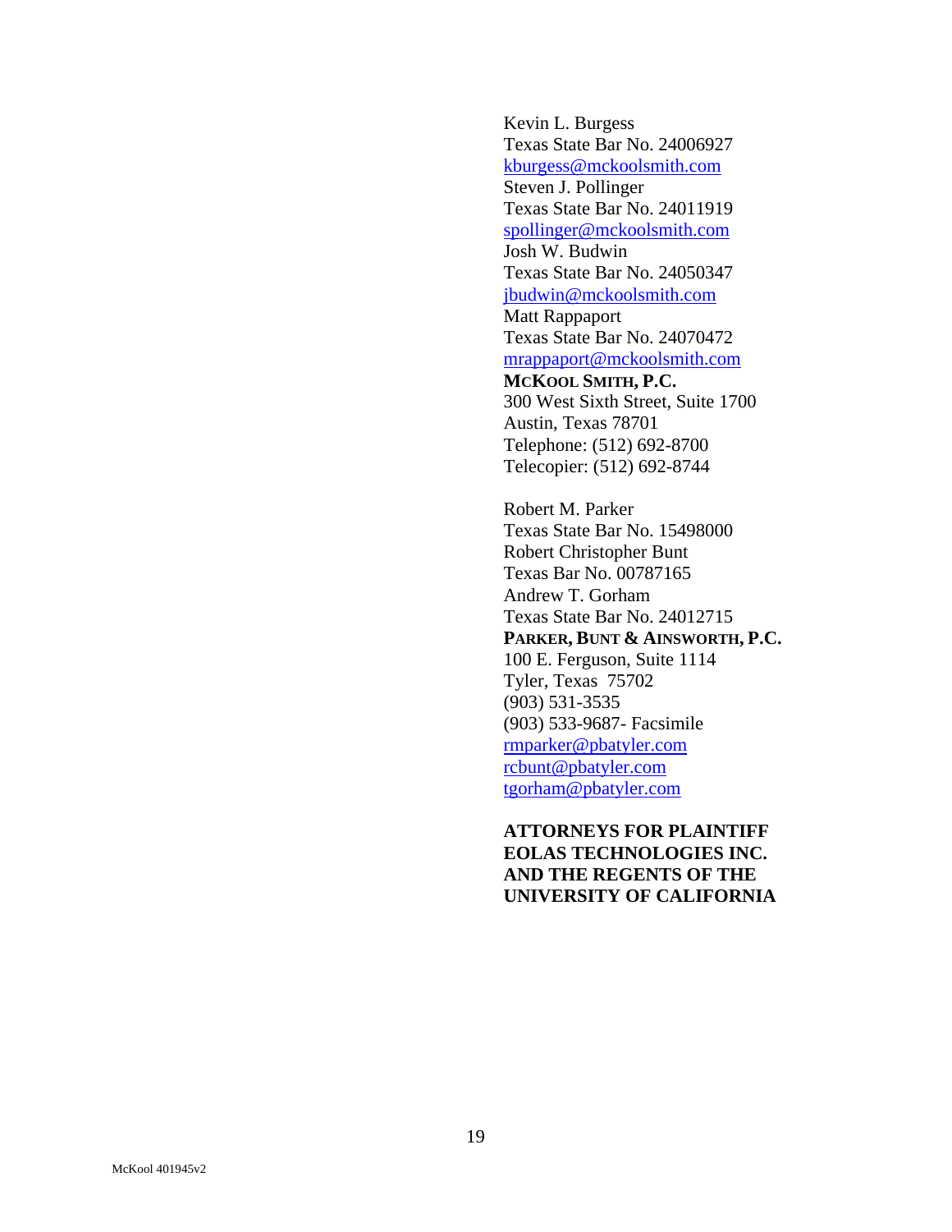Kevin L. Burgess
Texas State Bar No. 24006927
kburgess@mckoolsmith.com
Steven J. Pollinger
Texas State Bar No. 24011919
spollinger@mckoolsmith.com
Josh W. Budwin
Texas State Bar No. 24050347
jbudwin@mckoolsmith.com
Matt Rappaport
Texas State Bar No. 24070472
mrappaport@mckoolsmith.com
**MCKOOL SMITH, P.C.**
300 West Sixth Street, Suite 1700
Austin, Texas 78701
Telephone: (512) 692-8700
Telecopier: (512) 692-8744

Robert M. Parker
Texas State Bar No. 15498000
Robert Christopher Bunt
Texas Bar No. 00787165
Andrew T. Gorham
Texas State Bar No. 24012715
**PARKER, BUNT & AINSWORTH, P.C.**
100 E. Ferguson, Suite 1114
Tyler, Texas 75702
(903) 531-3535
(903) 533-9687- Facsimile
rmparker@pbatyler.com
rcbunt@pbatyler.com
tgorham@pbatyler.com

**ATTORNEYS FOR PLAINTIFF EOLAS TECHNOLOGIES INC. AND THE REGENTS OF THE UNIVERSITY OF CALIFORNIA**

McKool 401945v2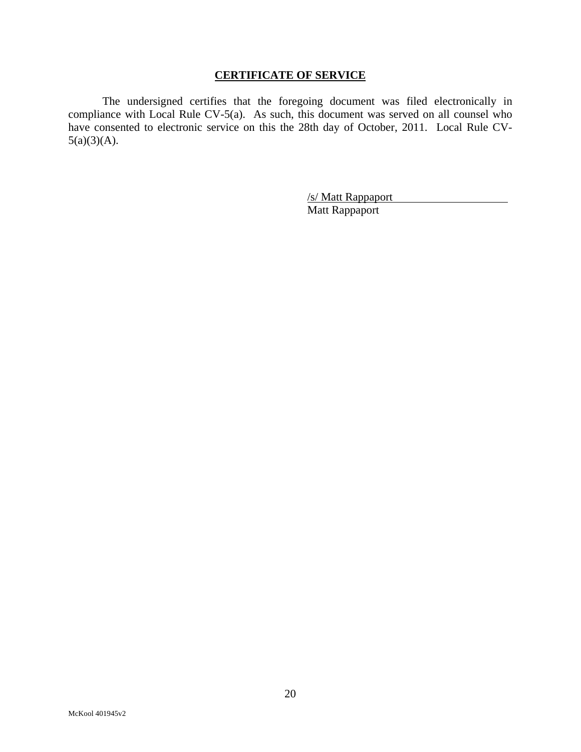## CERTIFICATE OF SERVICE

The undersigned certifies that the foregoing document was filed electronically in compliance with Local Rule CV-5(a). As such, this document was served on all counsel who have consented to electronic service on this the 28th day of October, 2011. Local Rule CV-5(a)(3)(A).

/s/ Matt Rappaport
Matt Rappaport

McKool 401945v2